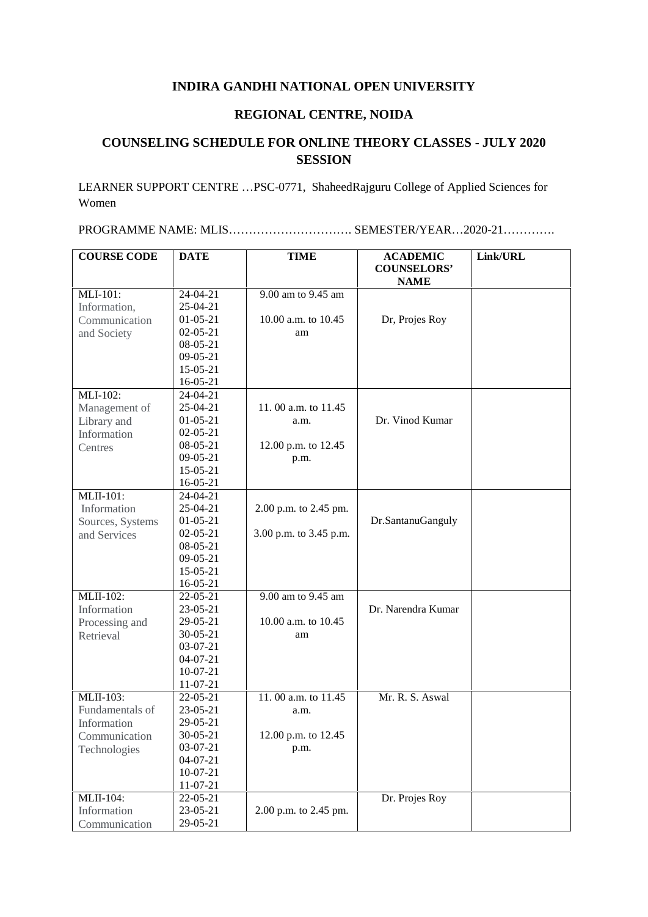# INDIRA GANDHI NATIONAL OPEN UNIVERSITY

## REGIONAL CENTRE, NOIDA

## COUNSELING SCHEDULE FOR ONLINE THEORY CLASSES - JULY 2020 SESSION

LEARNER SUPPORT CENTRE …PSC-0771, ShaheedRajguru College of Applied Sciences for Women

PROGRAMME NAME: MLIS…………………………. SEMESTER/YEAR…2020-21………….

| COURSE CODE | DATE | TIME | ACADEMIC COUNSELORS' NAME | Link/URL |
|---|---|---|---|---|
| MLI-101: Information, Communication and Society | 24-04-21<br>25-04-21<br>01-05-21<br>02-05-21<br>08-05-21<br>09-05-21<br>15-05-21<br>16-05-21 | 9.00 am to 9.45 am<br><br>10.00 a.m. to 10.45 am | Dr, Projes Roy | |
| MLI-102: Management of Library and Information Centres | 24-04-21<br>25-04-21<br>01-05-21<br>02-05-21<br>08-05-21<br>09-05-21<br>15-05-21<br>16-05-21 | 11. 00 a.m. to 11.45 a.m.<br><br>12.00 p.m. to 12.45 p.m. | Dr. Vinod Kumar | |
| MLII-101: Information Sources, Systems and Services | 24-04-21<br>25-04-21<br>01-05-21<br>02-05-21<br>08-05-21<br>09-05-21<br>15-05-21<br>16-05-21 | 2.00 p.m. to 2.45 pm.<br><br>3.00 p.m. to 3.45 p.m. | Dr.SantanuGanguly | |
| MLII-102: Information Processing and Retrieval | 22-05-21<br>23-05-21<br>29-05-21<br>30-05-21<br>03-07-21<br>04-07-21<br>10-07-21<br>11-07-21 | 9.00 am to 9.45 am<br><br>10.00 a.m. to 10.45 am | Dr. Narendra Kumar | |
| MLII-103: Fundamentals of Information Communication Technologies | 22-05-21<br>23-05-21<br>29-05-21<br>30-05-21<br>03-07-21<br>04-07-21<br>10-07-21<br>11-07-21 | 11. 00 a.m. to 11.45 a.m.<br><br>12.00 p.m. to 12.45 p.m. | Mr. R. S. Aswal | |
| MLII-104: Information Communication | 22-05-21<br>23-05-21<br>29-05-21 | 2.00 p.m. to 2.45 pm. | Dr. Projes Roy | |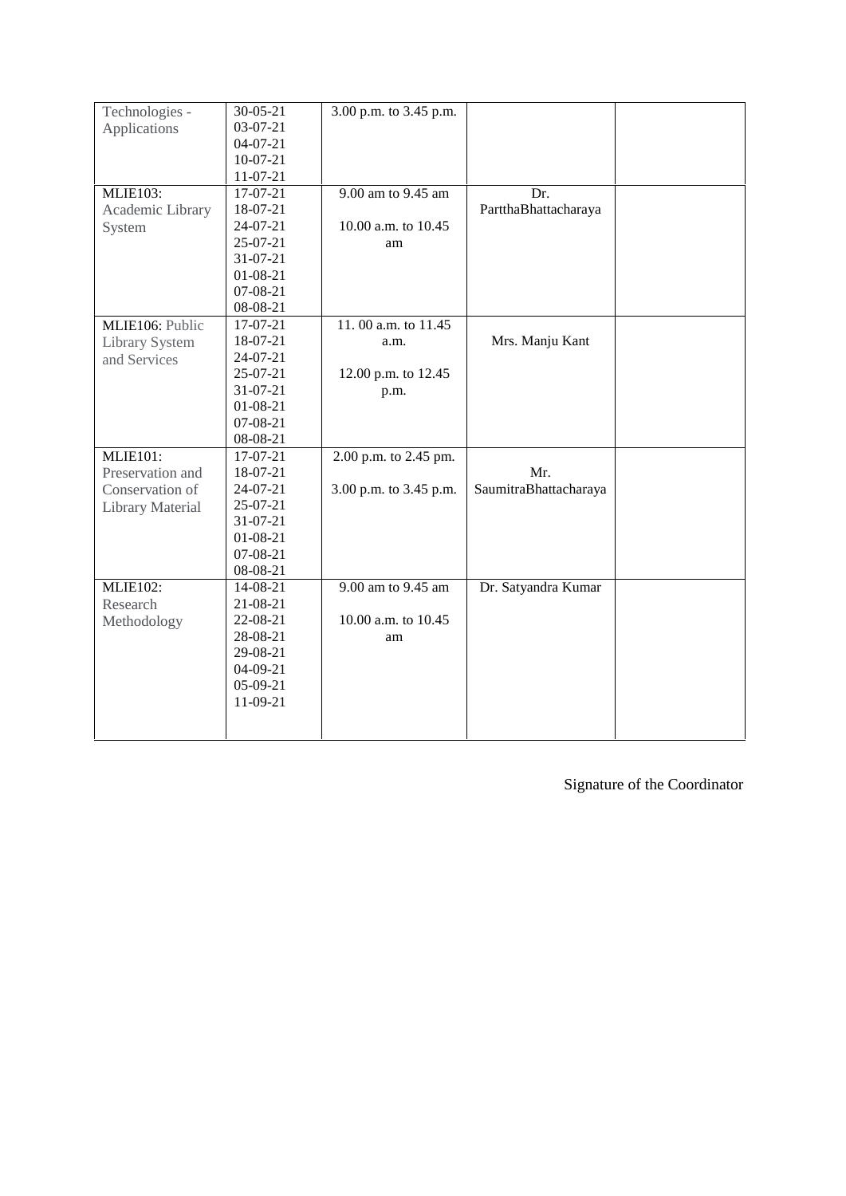| | | | | |
|---|---|---|---|---|
| Technologies - Applications | 30-05-21<br>03-07-21<br>04-07-21<br>10-07-21<br>11-07-21 | 3.00 p.m. to 3.45 p.m. | | |
| MLIE103: Academic Library System | 17-07-21<br>18-07-21<br>24-07-21<br>25-07-21<br>31-07-21<br>01-08-21<br>07-08-21<br>08-08-21 | 9.00 am to 9.45 am<br><br>10.00 a.m. to 10.45 am | Dr. PartthaBhattacharaya | |
| MLIE106: Public Library System and Services | 17-07-21<br>18-07-21<br>24-07-21<br>25-07-21<br>31-07-21<br>01-08-21<br>07-08-21<br>08-08-21 | 11. 00 a.m. to 11.45 a.m.<br><br>12.00 p.m. to 12.45 p.m. | Mrs. Manju Kant | |
| MLIE101: Preservation and Conservation of Library Material | 17-07-21<br>18-07-21<br>24-07-21<br>25-07-21<br>31-07-21<br>01-08-21<br>07-08-21<br>08-08-21 | 2.00 p.m. to 2.45 pm.<br><br>3.00 p.m. to 3.45 p.m. | Mr. SaumitraBhattacharaya | |
| MLIE102: Research Methodology | 14-08-21<br>21-08-21<br>22-08-21<br>28-08-21<br>29-08-21<br>04-09-21<br>05-09-21<br>11-09-21 | 9.00 am to 9.45 am<br><br>10.00 a.m. to 10.45 am | Dr. Satyandra Kumar | |

Signature of the Coordinator